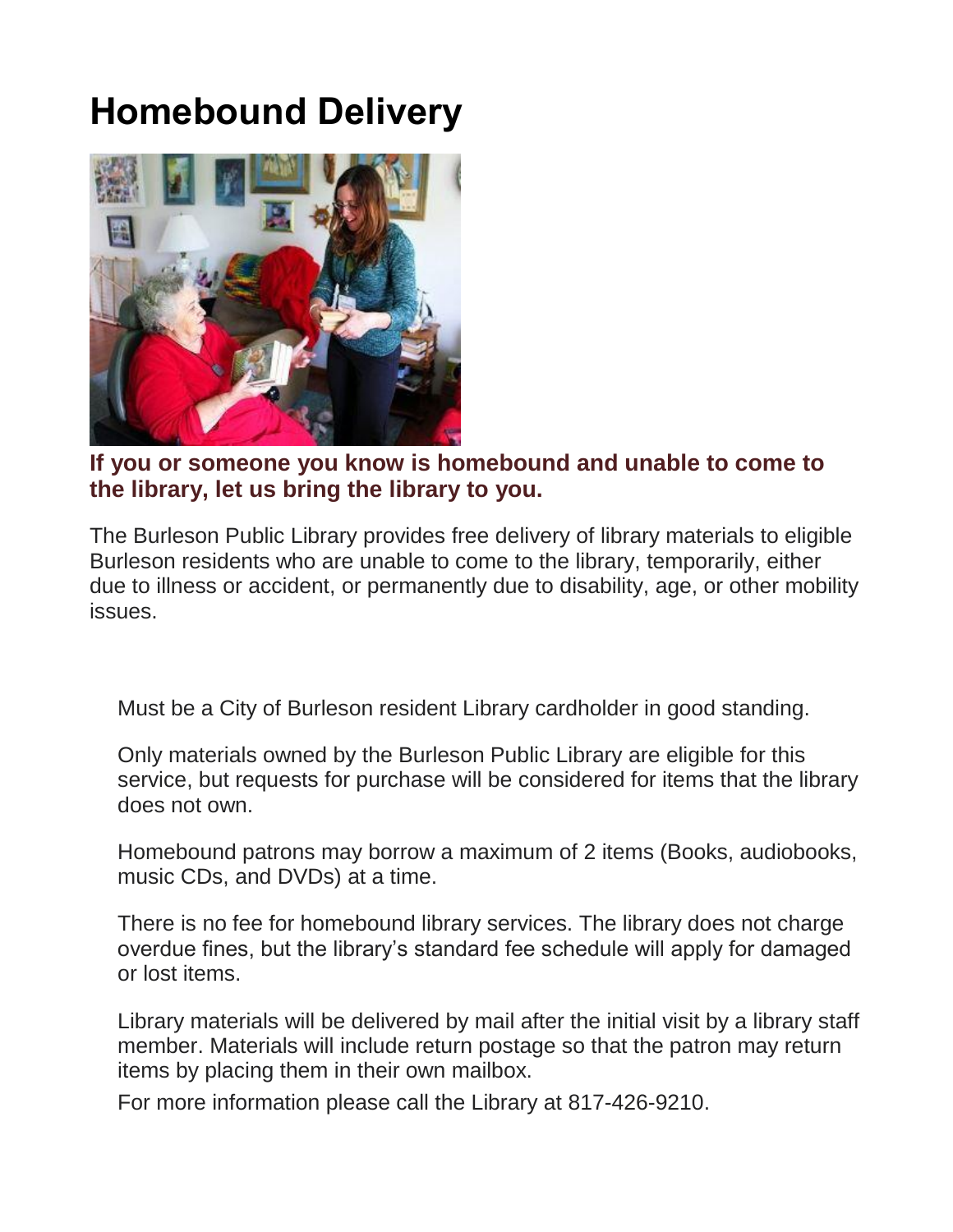# Homebound Delivery

**If you or someone you know is homebound and unable to come to the library, let us bring the library to you.**

The Burleson Public Library provides free delivery of library materials to eligible Burleson residents who are unable to come to the library, temporarily, either due to illness or accident, or permanently due to disability, age, or other mobility issues.

Must be a City of Burleson resident Library cardholder in good standing.

Only materials owned by the Burleson Public Library are eligible for this service, but requests for purchase will be considered for items that the library does not own.

Homebound patrons may borrow a maximum of 2 items (Books, audiobooks, music CDs, and DVDs) at a time.

There is no fee for homebound library services. The library does not charge overdue fines, but the library's standard fee schedule will apply for damaged or lost items.

Library materials will be delivered by mail after the initial visit by a library staff member. Materials will include return postage so that the patron may return items by placing them in their own mailbox.

For more information please call the Library at 817-426-9210.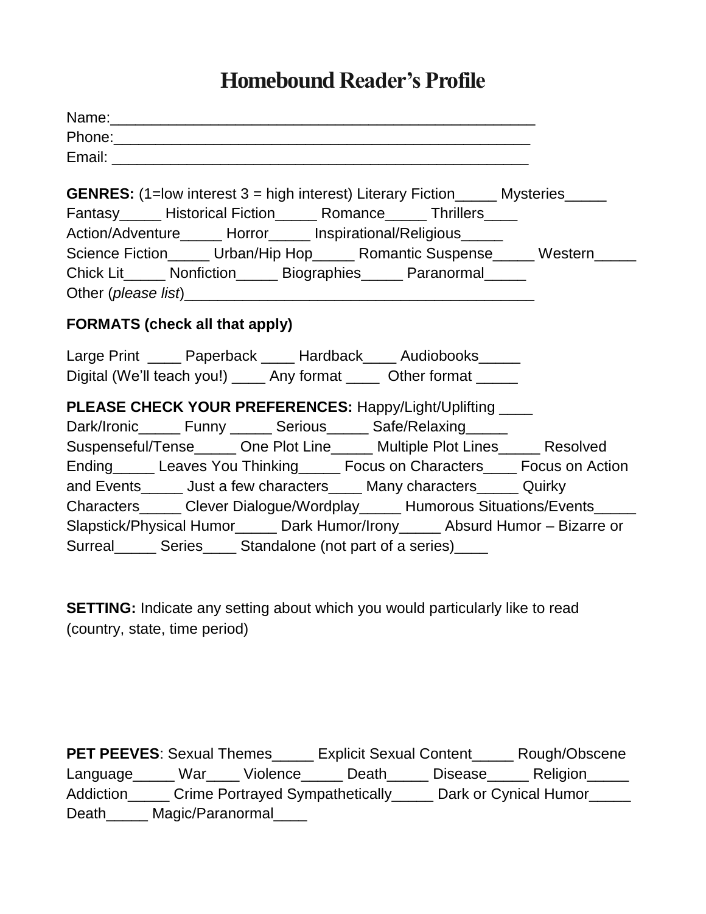# Homebound Reader's Profile

Name:\_\_\_\_\_\_\_\_\_\_\_\_\_\_\_\_\_\_\_\_\_\_\_\_\_\_\_\_\_\_\_\_\_\_\_\_\_\_\_\_\_\_\_\_\_\_\_\_\_\_\_\_
Phone:\_\_\_\_\_\_\_\_\_\_\_\_\_\_\_\_\_\_\_\_\_\_\_\_\_\_\_\_\_\_\_\_\_\_\_\_\_\_\_\_\_\_\_\_\_\_\_\_\_\_\_
Email: \_\_\_\_\_\_\_\_\_\_\_\_\_\_\_\_\_\_\_\_\_\_\_\_\_\_\_\_\_\_\_\_\_\_\_\_\_\_\_\_\_\_\_\_\_\_\_\_\_\_\_

**GENRES:** (1=low interest 3 = high interest) Literary Fiction\_\_\_\_\_ Mysteries\_\_\_\_\_ Fantasy\_\_\_\_\_ Historical Fiction\_\_\_\_\_ Romance\_\_\_\_\_ Thrillers\_\_\_\_ Action/Adventure\_\_\_\_\_ Horror\_\_\_\_\_ Inspirational/Religious\_\_\_\_\_ Science Fiction\_\_\_\_\_ Urban/Hip Hop\_\_\_\_\_ Romantic Suspense\_\_\_\_\_ Western\_\_\_\_\_ Chick Lit\_\_\_\_\_ Nonfiction\_\_\_\_\_ Biographies\_\_\_\_\_ Paranormal\_\_\_\_\_
Other (*please list*)\_\_\_\_\_\_\_\_\_\_\_\_\_\_\_\_\_\_\_\_\_\_\_\_\_\_\_\_\_\_\_\_\_\_\_\_\_\_\_\_\_\_\_\_

**FORMATS (check all that apply)**

Large Print \_\_\_\_ Paperback \_\_\_\_ Hardback\_\_\_\_ Audiobooks\_\_\_\_\_
Digital (We'll teach you!) \_\_\_\_ Any format \_\_\_\_ Other format \_\_\_\_\_

**PLEASE CHECK YOUR PREFERENCES:** Happy/Light/Uplifting \_\_\_\_ Dark/Ironic\_\_\_\_\_ Funny \_\_\_\_\_ Serious\_\_\_\_\_ Safe/Relaxing\_\_\_\_\_ Suspenseful/Tense\_\_\_\_\_ One Plot Line\_\_\_\_\_ Multiple Plot Lines\_\_\_\_\_ Resolved Ending\_\_\_\_\_ Leaves You Thinking\_\_\_\_\_ Focus on Characters\_\_\_\_ Focus on Action and Events\_\_\_\_\_ Just a few characters\_\_\_\_ Many characters\_\_\_\_\_ Quirky Characters\_\_\_\_\_ Clever Dialogue/Wordplay\_\_\_\_\_ Humorous Situations/Events\_\_\_\_\_ Slapstick/Physical Humor\_\_\_\_\_ Dark Humor/Irony\_\_\_\_\_ Absurd Humor – Bizarre or Surreal\_\_\_\_\_ Series\_\_\_\_ Standalone (not part of a series)\_\_\_\_

**SETTING:** Indicate any setting about which you would particularly like to read (country, state, time period)

**PET PEEVES**: Sexual Themes\_\_\_\_\_ Explicit Sexual Content\_\_\_\_\_ Rough/Obscene Language\_\_\_\_\_ War\_\_\_\_ Violence\_\_\_\_\_ Death\_\_\_\_\_ Disease\_\_\_\_\_ Religion\_\_\_\_\_ Addiction\_\_\_\_\_ Crime Portrayed Sympathetically\_\_\_\_\_ Dark or Cynical Humor\_\_\_\_\_ Death\_\_\_\_\_ Magic/Paranormal\_\_\_\_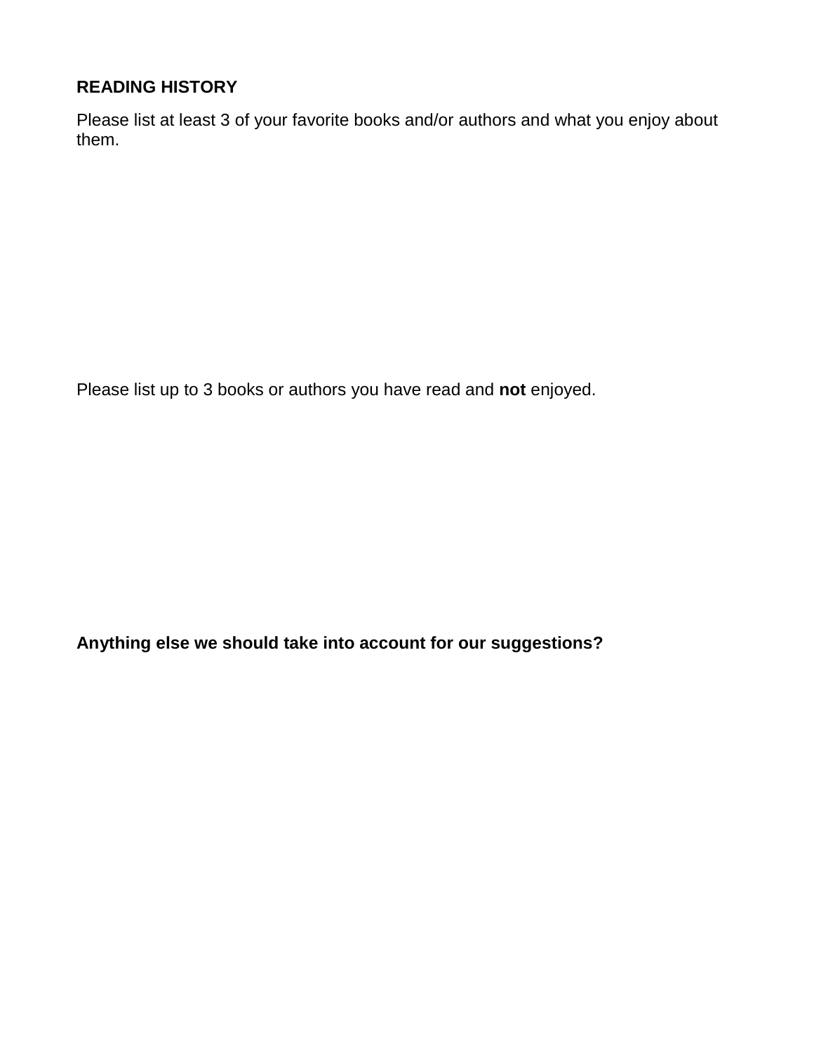**READING HISTORY**

Please list at least 3 of your favorite books and/or authors and what you enjoy about them.

Please list up to 3 books or authors you have read and **not** enjoyed.

**Anything else we should take into account for our suggestions?**